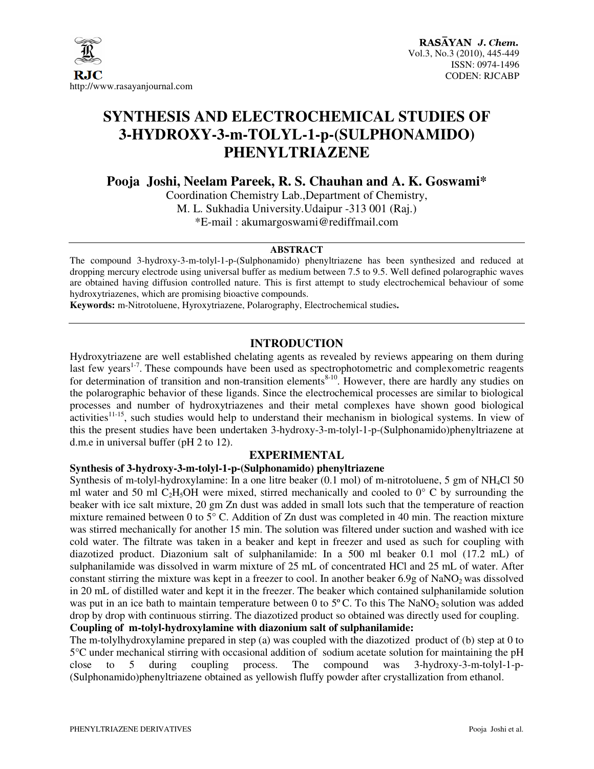# SYNTHESIS AND ELECTROCHEMICAL STUDIES OF 3-HYDROXY-3-m-TOLYL-1-p-(SULPHONAMIDO) PHENYLTRIAZENE

**Pooja Joshi, Neelam Pareek, R. S. Chauhan and A. K. Goswami***

Coordination Chemistry Lab.,Department of Chemistry,
M. L. Sukhadia University.Udaipur -313 001 (Raj.)
*E-mail : akumargoswami@rediffmail.com

## ABSTRACT

The compound 3-hydroxy-3-m-tolyl-1-p-(Sulphonamido) phenyltriazene has been synthesized and reduced at dropping mercury electrode using universal buffer as medium between 7.5 to 9.5. Well defined polarographic waves are obtained having diffusion controlled nature. This is first attempt to study electrochemical behaviour of some hydroxytriazenes, which are promising bioactive compounds.

**Keywords:** m-Nitrotoluene, Hyroxytriazene, Polarography, Electrochemical studies**.**

## INTRODUCTION

Hydroxytriazene are well established chelating agents as revealed by reviews appearing on them during last few years[1-7]. These compounds have been used as spectrophotometric and complexometric reagents for determination of transition and non-transition elements[8-10]. However, there are hardly any studies on the polarographic behavior of these ligands. Since the electrochemical processes are similar to biological processes and number of hydroxytriazenes and their metal complexes have shown good biological activities[11-15], such studies would help to understand their mechanism in biological systems. In view of this the present studies have been undertaken 3-hydroxy-3-m-tolyl-1-p-(Sulphonamido)phenyltriazene at d.m.e in universal buffer (pH 2 to 12).

## EXPERIMENTAL

### Synthesis of 3-hydroxy-3-m-tolyl-1-p-(Sulphonamido) phenyltriazene

Synthesis of m-tolyl-hydroxylamine: In a one litre beaker (0.1 mol) of m-nitrotoluene, 5 gm of $NH_4Cl$ 50 ml water and 50 ml $C_2H_5OH$ were mixed, stirred mechanically and cooled to 0° C by surrounding the beaker with ice salt mixture, 20 gm Zn dust was added in small lots such that the temperature of reaction mixture remained between 0 to 5° C. Addition of Zn dust was completed in 40 min. The reaction mixture was stirred mechanically for another 15 min. The solution was filtered under suction and washed with ice cold water. The filtrate was taken in a beaker and kept in freezer and used as such for coupling with diazotized product. Diazonium salt of sulphanilamide: In a 500 ml beaker 0.1 mol (17.2 mL) of sulphanilamide was dissolved in warm mixture of 25 mL of concentrated HCl and 25 mL of water. After constant stirring the mixture was kept in a freezer to cool. In another beaker 6.9g of $NaNO_2$ was dissolved in 20 mL of distilled water and kept it in the freezer. The beaker which contained sulphanilamide solution was put in an ice bath to maintain temperature between 0 to 5º C. To this The $NaNO_2$ solution was added drop by drop with continuous stirring. The diazotized product so obtained was directly used for coupling.

### Coupling of m-tolyl-hydroxylamine with diazonium salt of sulphanilamide:

The m-tolylhydroxylamine prepared in step (a) was coupled with the diazotized product of (b) step at 0 to 5°C under mechanical stirring with occasional addition of sodium acetate solution for maintaining the pH close to 5 during coupling process. The compound was 3-hydroxy-3-m-tolyl-1-p-(Sulphonamido)phenyltriazene obtained as yellowish fluffy powder after crystallization from ethanol.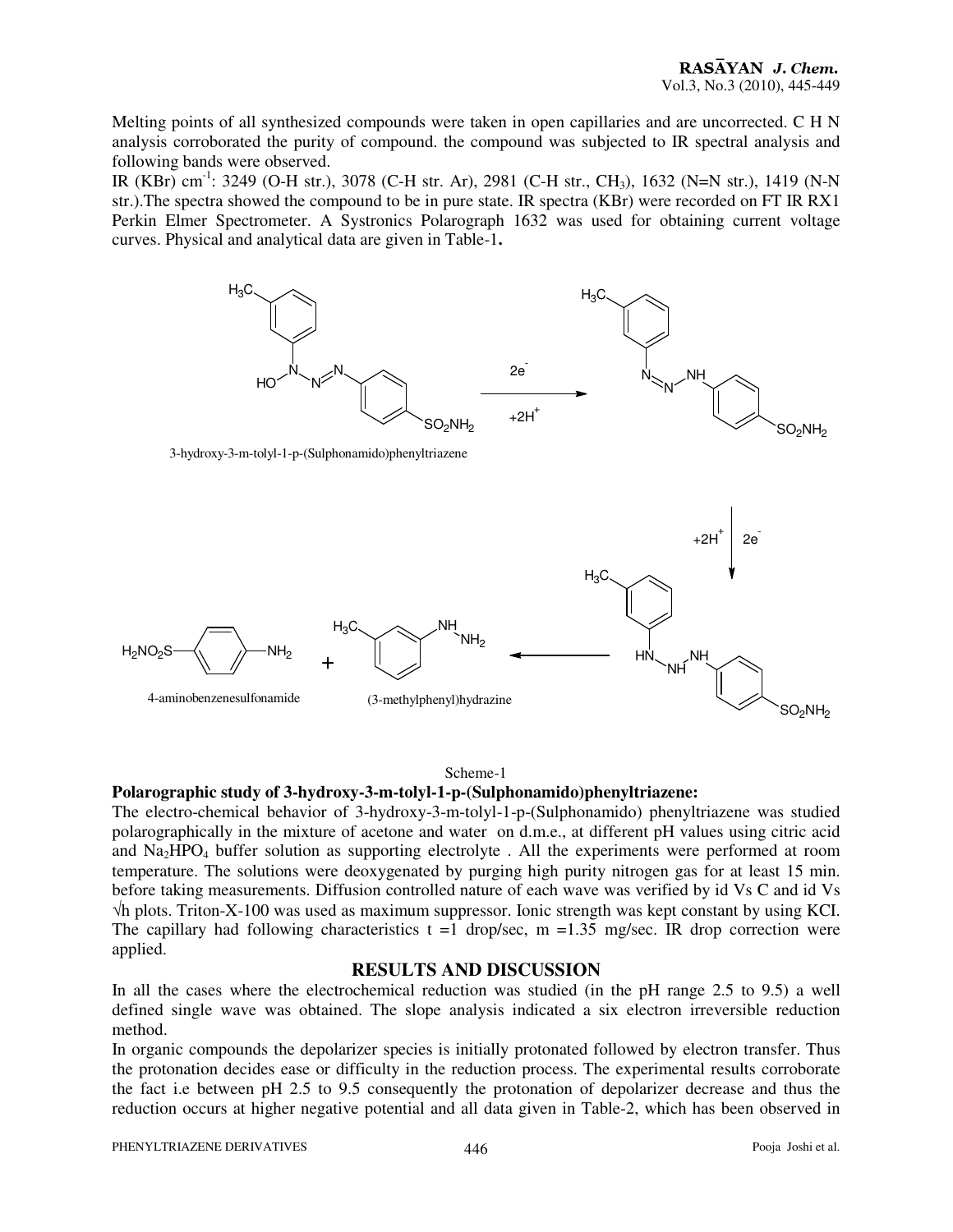Melting points of all synthesized compounds were taken in open capillaries and are uncorrected. C H N analysis corroborated the purity of compound. the compound was subjected to IR spectral analysis and following bands were observed.

IR (KBr) $cm^{-1}$: 3249 (O-H str.), 3078 (C-H str. Ar), 2981 (C-H str., $CH_3$), 1632 (N=N str.), 1419 (N-N str.).The spectra showed the compound to be in pure state. IR spectra (KBr) were recorded on FT IR RX1 Perkin Elmer Spectrometer. A Systronics Polarograph 1632 was used for obtaining current voltage curves. Physical and analytical data are given in Table-1**.**

3-hydroxy-3-m-tolyl-1-p-(Sulphonamido)phenyltriazene

$2e^-$ $+2H^+$

$+2H^+$ $2e^-$

4-aminobenzenesulfonamide + (3-methylphenyl)hydrazine

Scheme-1

**Polarographic study of 3-hydroxy-3-m-tolyl-1-p-(Sulphonamido)phenyltriazene:**

The electro-chemical behavior of 3-hydroxy-3-m-tolyl-1-p-(Sulphonamido) phenyltriazene was studied polarographically in the mixture of acetone and water on d.m.e., at different pH values using citric acid and $Na_2HPO_4$ buffer solution as supporting electrolyte . All the experiments were performed at room temperature. The solutions were deoxygenated by purging high purity nitrogen gas for at least 15 min. before taking measurements. Diffusion controlled nature of each wave was verified by id Vs C and id Vs $\sqrt{h}$ plots. Triton-X-100 was used as maximum suppressor. Ionic strength was kept constant by using KCl. The capillary had following characteristics t =1 drop/sec, m =1.35 mg/sec. IR drop correction were applied.

## RESULTS AND DISCUSSION

In all the cases where the electrochemical reduction was studied (in the pH range 2.5 to 9.5) a well defined single wave was obtained. The slope analysis indicated a six electron irreversible reduction method.

In organic compounds the depolarizer species is initially protonated followed by electron transfer. Thus the protonation decides ease or difficulty in the reduction process. The experimental results corroborate the fact i.e between pH 2.5 to 9.5 consequently the protonation of depolarizer decrease and thus the reduction occurs at higher negative potential and all data given in Table-2, which has been observed in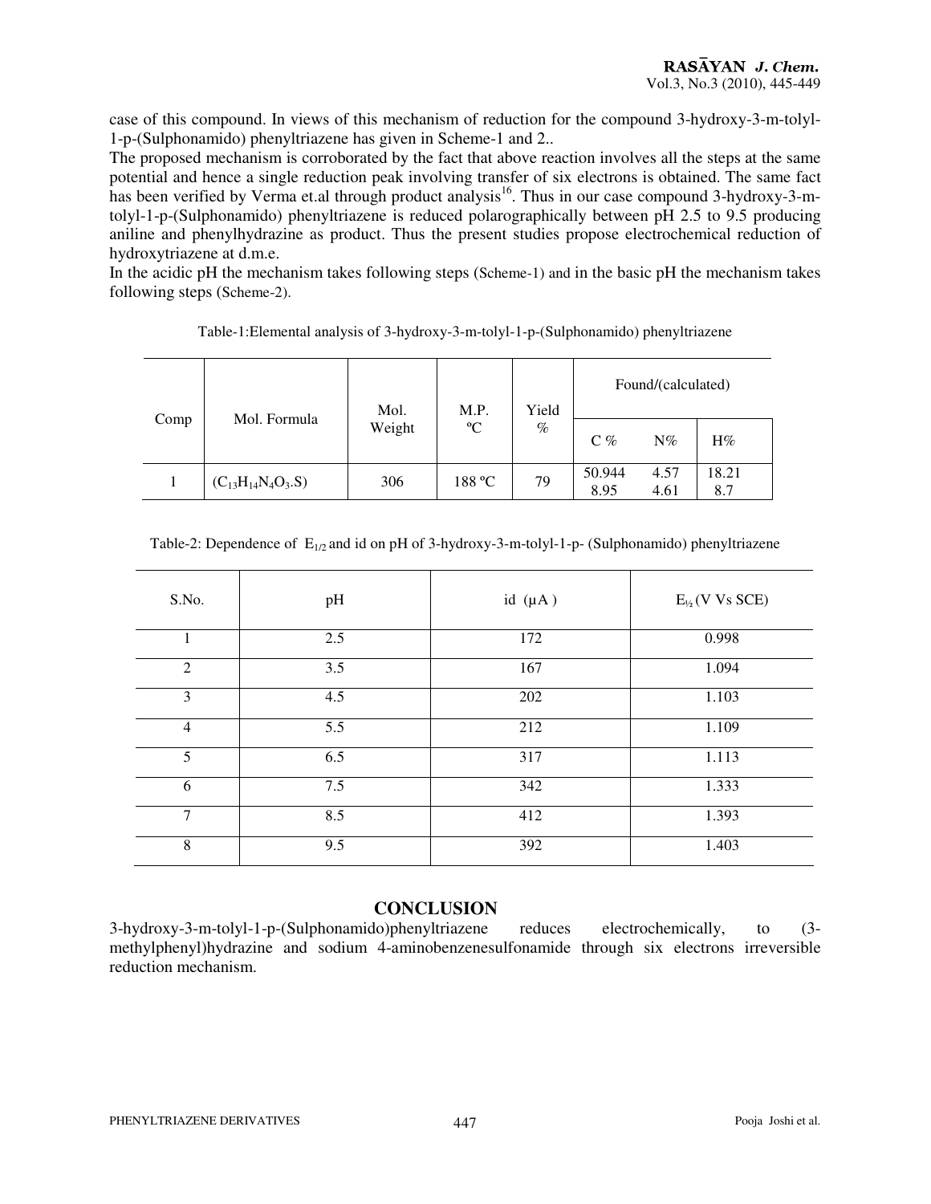case of this compound. In views of this mechanism of reduction for the compound 3-hydroxy-3-m-tolyl-1-p-(Sulphonamido) phenyltriazene has given in Scheme-1 and 2..

The proposed mechanism is corroborated by the fact that above reaction involves all the steps at the same potential and hence a single reduction peak involving transfer of six electrons is obtained. The same fact has been verified by Verma et.al through product analysis[16]. Thus in our case compound 3-hydroxy-3-m-tolyl-1-p-(Sulphonamido) phenyltriazene is reduced polarographically between pH 2.5 to 9.5 producing aniline and phenylhydrazine as product. Thus the present studies propose electrochemical reduction of hydroxytriazene at d.m.e.

In the acidic pH the mechanism takes following steps (Scheme-1) and in the basic pH the mechanism takes following steps (Scheme-2).

Table-1:Elemental analysis of 3-hydroxy-3-m-tolyl-1-p-(Sulphonamido) phenyltriazene

| Comp | Mol. Formula | Mol. Weight | M.P. ºC | Yield % | Found/(calculated) | | |
|---|---|---|---|---|---|---|---|
| | | | | | C % | N% | H% |
| 1 | ($C_{13}H_{14}N_4O_3.S$) | 306 | 188 ºC | 79 | 50.944<br>8.95 | 4.57<br>4.61 | 18.21<br>8.7 |

Table-2: Dependence of $E_{1/2}$ and id on pH of 3-hydroxy-3-m-tolyl-1-p- (Sulphonamido) phenyltriazene

| S.No. | pH | id (μA) | $E_{½}$ (V Vs SCE) |
|---|---|---|---|
| 1 | 2.5 | 172 | 0.998 |
| 2 | 3.5 | 167 | 1.094 |
| 3 | 4.5 | 202 | 1.103 |
| 4 | 5.5 | 212 | 1.109 |
| 5 | 6.5 | 317 | 1.113 |
| 6 | 7.5 | 342 | 1.333 |
| 7 | 8.5 | 412 | 1.393 |
| 8 | 9.5 | 392 | 1.403 |

## CONCLUSION

3-hydroxy-3-m-tolyl-1-p-(Sulphonamido)phenyltriazene reduces electrochemically, to (3-methylphenyl)hydrazine and sodium 4-aminobenzenesulfonamide through six electrons irreversible reduction mechanism.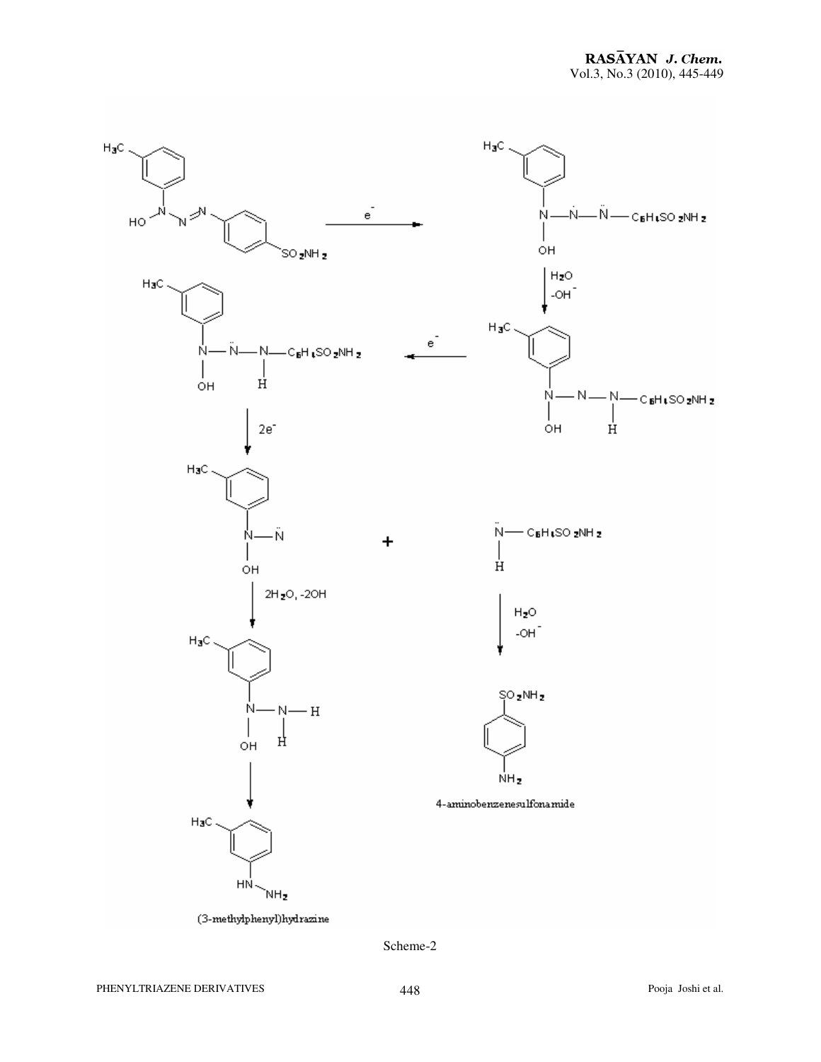(3-methylphenyl)hydrazine

4-aminobenzenesulfonamide

Scheme-2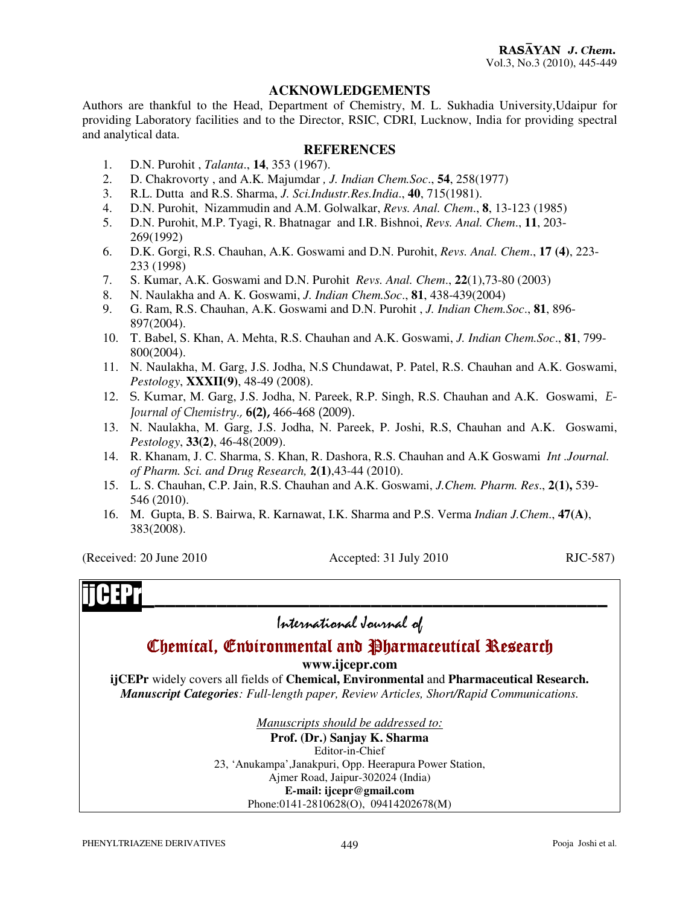## ACKNOWLEDGEMENTS

Authors are thankful to the Head, Department of Chemistry, M. L. Sukhadia University,Udaipur for providing Laboratory facilities and to the Director, RSIC, CDRI, Lucknow, India for providing spectral and analytical data.

## REFERENCES

1. D.N. Purohit , *Talanta*., **14**, 353 (1967).
2. D. Chakrovorty , and A.K. Majumdar , *J. Indian Chem.Soc*., **54**, 258(1977)
3. R.L. Dutta and R.S. Sharma, *J. Sci.Industr.Res.India*., **40**, 715(1981).
4. D.N. Purohit, Nizammudin and A.M. Golwalkar, *Revs. Anal. Chem*., **8**, 13-123 (1985)
5. D.N. Purohit, M.P. Tyagi, R. Bhatnagar and I.R. Bishnoi, *Revs. Anal. Chem*., **11**, 203-269(1992)
6. D.K. Gorgi, R.S. Chauhan, A.K. Goswami and D.N. Purohit, *Revs. Anal. Chem*., **17 (4)**, 223-233 (1998)
7. S. Kumar, A.K. Goswami and D.N. Purohit *Revs. Anal. Chem*., **22**(1),73-80 (2003)
8. N. Naulakha and A. K. Goswami, *J. Indian Chem.Soc*., **81**, 438-439(2004)
9. G. Ram, R.S. Chauhan, A.K. Goswami and D.N. Purohit , *J. Indian Chem.Soc*., **81**, 896-897(2004).
10. T. Babel, S. Khan, A. Mehta, R.S. Chauhan and A.K. Goswami, *J. Indian Chem.Soc*., **81**, 799-800(2004).
11. N. Naulakha, M. Garg, J.S. Jodha, N.S Chundawat, P. Patel, R.S. Chauhan and A.K. Goswami, *Pestology*, **XXXII(9)**, 48-49 (2008).
12. S. Kumar, M. Garg, J.S. Jodha, N. Pareek, R.P. Singh, R.S. Chauhan and A.K. Goswami, *E-Journal of Chemistry*., **6(2),** 466-468 (2009).
13. N. Naulakha, M. Garg, J.S. Jodha, N. Pareek, P. Joshi, R.S, Chauhan and A.K. Goswami, *Pestology*, **33(2)**, 46-48(2009).
14. R. Khanam, J. C. Sharma, S. Khan, R. Dashora, R.S. Chauhan and A.K Goswami *Int .Journal. of Pharm. Sci. and Drug Research,* **2(1)**,43-44 (2010).
15. L. S. Chauhan, C.P. Jain, R.S. Chauhan and A.K. Goswami, *J.Chem. Pharm. Res*., **2(1),** 539-546 (2010).
16. M. Gupta, B. S. Bairwa, R. Karnawat, I.K. Sharma and P.S. Verma *Indian J.Chem*., **47(A)**, 383(2008).

(Received: 20 June 2010 Accepted: 31 July 2010 RJC-587)

---

**ijCEPr**

*International Journal of*

**Chemical, Environmental and Pharmaceutical Research**

**www.ijcepr.com**

**ijCEPr** widely covers all fields of **Chemical, Environmental** and **Pharmaceutical Research.**

***Manuscript Categories****: Full-length paper, Review Articles, Short/Rapid Communications.*

*Manuscripts should be addressed to:*

**Prof. (Dr.) Sanjay K. Sharma**

Editor-in-Chief

23, 'Anukampa',Janakpuri, Opp. Heerapura Power Station,

Ajmer Road, Jaipur-302024 (India)

**E-mail: ijcepr@gmail.com**

Phone:0141-2810628(O), 09414202678(M)